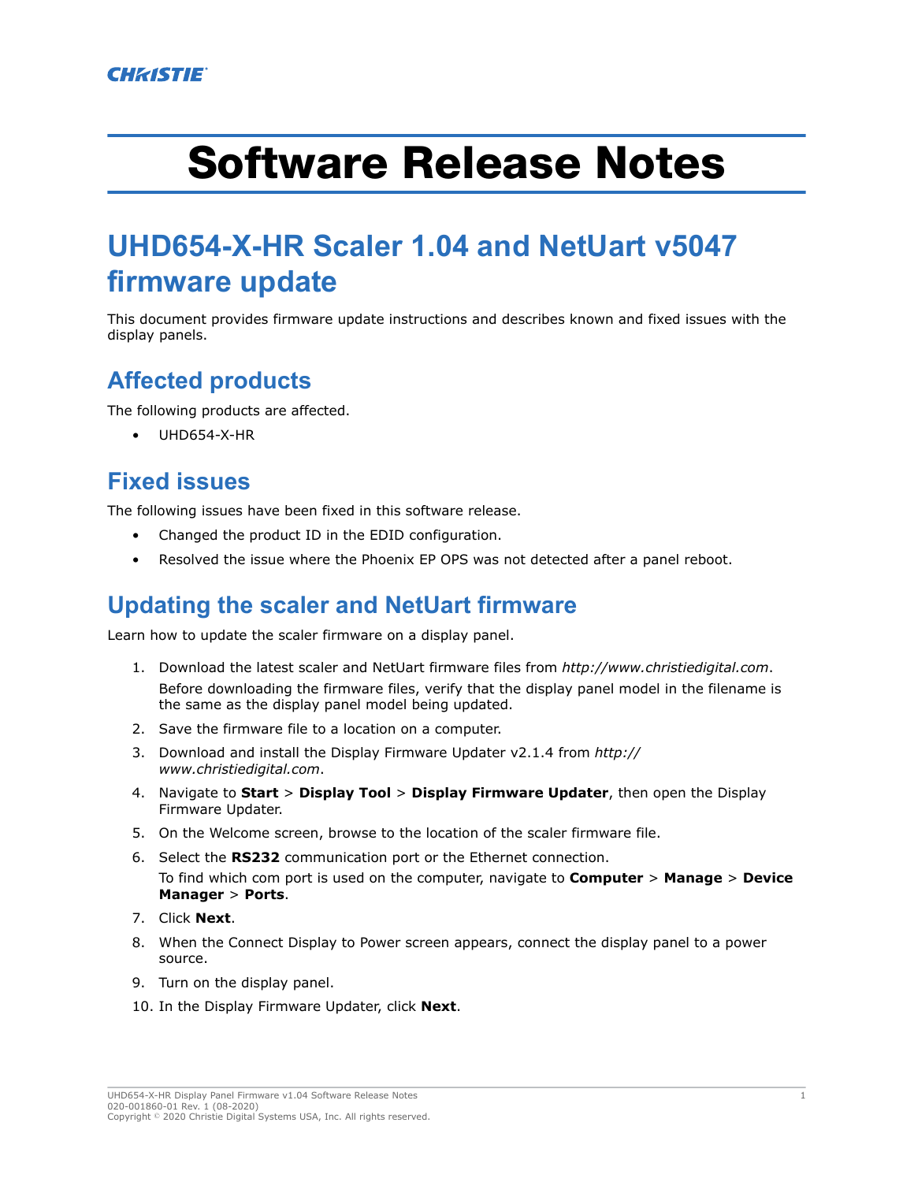CHRISTIE

# Software Release Notes

## UHD654-X-HR Scaler 1.04 and NetUart v5047 firmware update

This document provides firmware update instructions and describes known and fixed issues with the display panels.

### Affected products

The following products are affected.

- UHD654-X-HR

### Fixed issues

The following issues have been fixed in this software release.

- Changed the product ID in the EDID configuration.
- Resolved the issue where the Phoenix EP OPS was not detected after a panel reboot.

### Updating the scaler and NetUart firmware

Learn how to update the scaler firmware on a display panel.

1. Download the latest scaler and NetUart firmware files from *http://www.christiedigital.com*.
   Before downloading the firmware files, verify that the display panel model in the filename is the same as the display panel model being updated.
2. Save the firmware file to a location on a computer.
3. Download and install the Display Firmware Updater v2.1.4 from *http://www.christiedigital.com*.
4. Navigate to **Start** > **Display Tool** > **Display Firmware Updater**, then open the Display Firmware Updater.
5. On the Welcome screen, browse to the location of the scaler firmware file.
6. Select the **RS232** communication port or the Ethernet connection.
   To find which com port is used on the computer, navigate to **Computer** > **Manage** > **Device Manager** > **Ports**.
7. Click **Next**.
8. When the Connect Display to Power screen appears, connect the display panel to a power source.
9. Turn on the display panel.
10. In the Display Firmware Updater, click **Next**.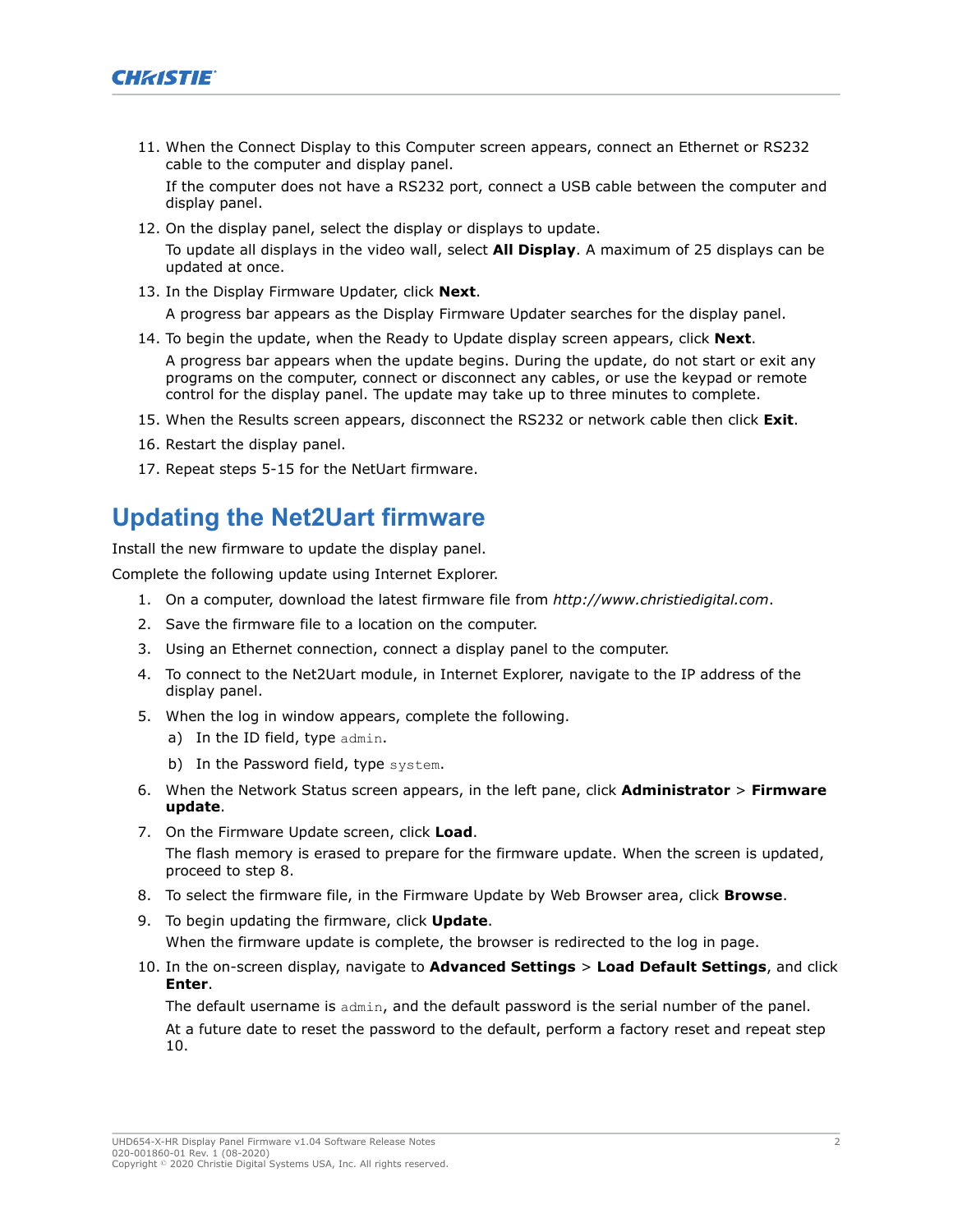11. When the Connect Display to this Computer screen appears, connect an Ethernet or RS232 cable to the computer and display panel.

    If the computer does not have a RS232 port, connect a USB cable between the computer and display panel.
12. On the display panel, select the display or displays to update.

    To update all displays in the video wall, select **All Display**. A maximum of 25 displays can be updated at once.
13. In the Display Firmware Updater, click **Next**.

    A progress bar appears as the Display Firmware Updater searches for the display panel.
14. To begin the update, when the Ready to Update display screen appears, click **Next**.

    A progress bar appears when the update begins. During the update, do not start or exit any programs on the computer, connect or disconnect any cables, or use the keypad or remote control for the display panel. The update may take up to three minutes to complete.
15. When the Results screen appears, disconnect the RS232 or network cable then click **Exit**.
16. Restart the display panel.
17. Repeat steps 5-15 for the NetUart firmware.

## Updating the Net2Uart firmware

Install the new firmware to update the display panel.

Complete the following update using Internet Explorer.

1. On a computer, download the latest firmware file from *http://www.christiedigital.com*.
2. Save the firmware file to a location on the computer.
3. Using an Ethernet connection, connect a display panel to the computer.
4. To connect to the Net2Uart module, in Internet Explorer, navigate to the IP address of the display panel.
5. When the log in window appears, complete the following.
   a) In the ID field, type `admin`.
   b) In the Password field, type `system`.
6. When the Network Status screen appears, in the left pane, click **Administrator** > **Firmware update**.
7. On the Firmware Update screen, click **Load**.

   The flash memory is erased to prepare for the firmware update. When the screen is updated, proceed to step 8.
8. To select the firmware file, in the Firmware Update by Web Browser area, click **Browse**.
9. To begin updating the firmware, click **Update**.

   When the firmware update is complete, the browser is redirected to the log in page.
10. In the on-screen display, navigate to **Advanced Settings** > **Load Default Settings**, and click **Enter**.

    The default username is `admin`, and the default password is the serial number of the panel.

    At a future date to reset the password to the default, perform a factory reset and repeat step 10.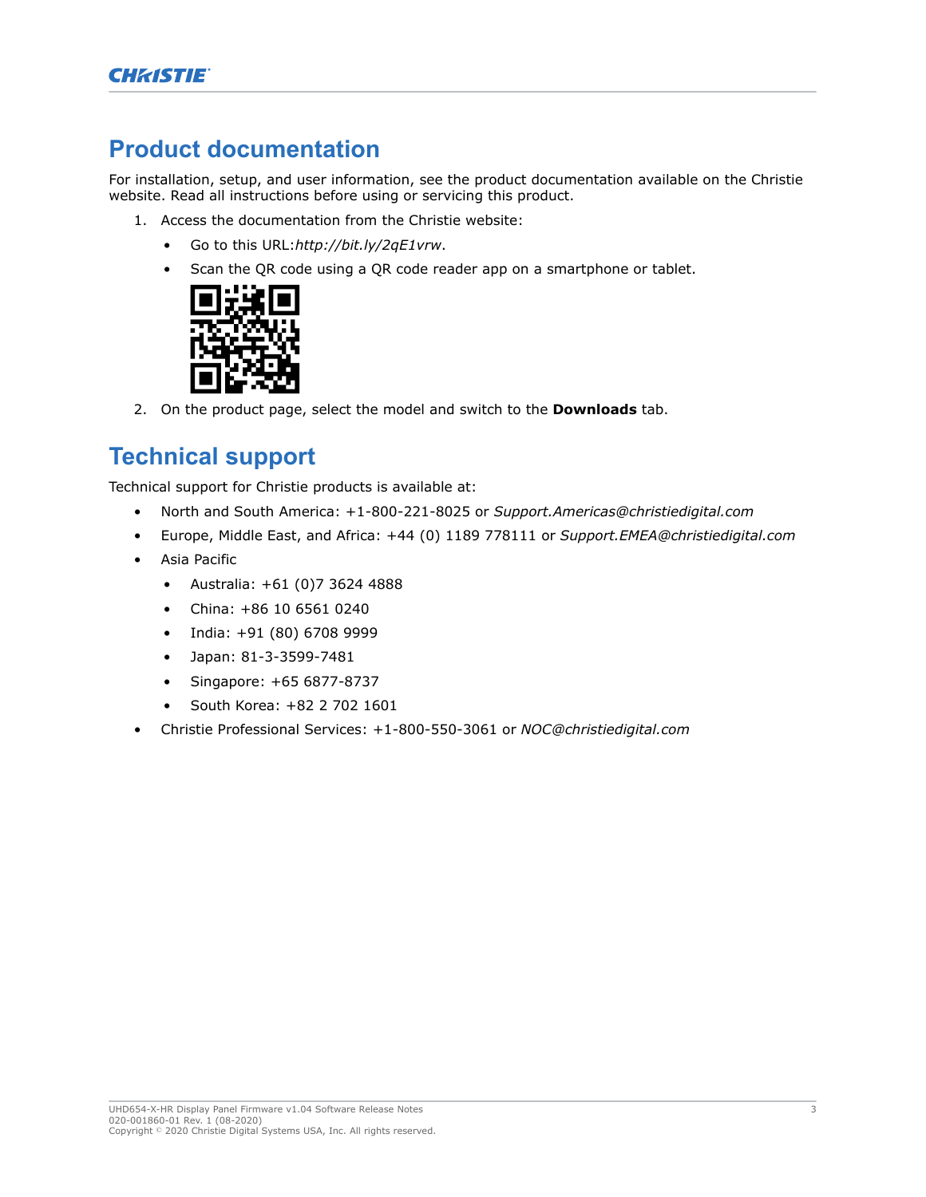# Product documentation

For installation, setup, and user information, see the product documentation available on the Christie website. Read all instructions before using or servicing this product.

1. Access the documentation from the Christie website:
   - Go to this URL:*http://bit.ly/2qE1vrw*.
   - Scan the QR code using a QR code reader app on a smartphone or tablet.
2. On the product page, select the model and switch to the **Downloads** tab.

# Technical support

Technical support for Christie products is available at:

- North and South America: +1-800-221-8025 or *Support.Americas@christiedigital.com*
- Europe, Middle East, and Africa: +44 (0) 1189 778111 or *Support.EMEA@christiedigital.com*
- Asia Pacific
  - Australia: +61 (0)7 3624 4888
  - China: +86 10 6561 0240
  - India: +91 (80) 6708 9999
  - Japan: 81-3-3599-7481
  - Singapore: +65 6877-8737
  - South Korea: +82 2 702 1601
- Christie Professional Services: +1-800-550-3061 or *NOC@christiedigital.com*